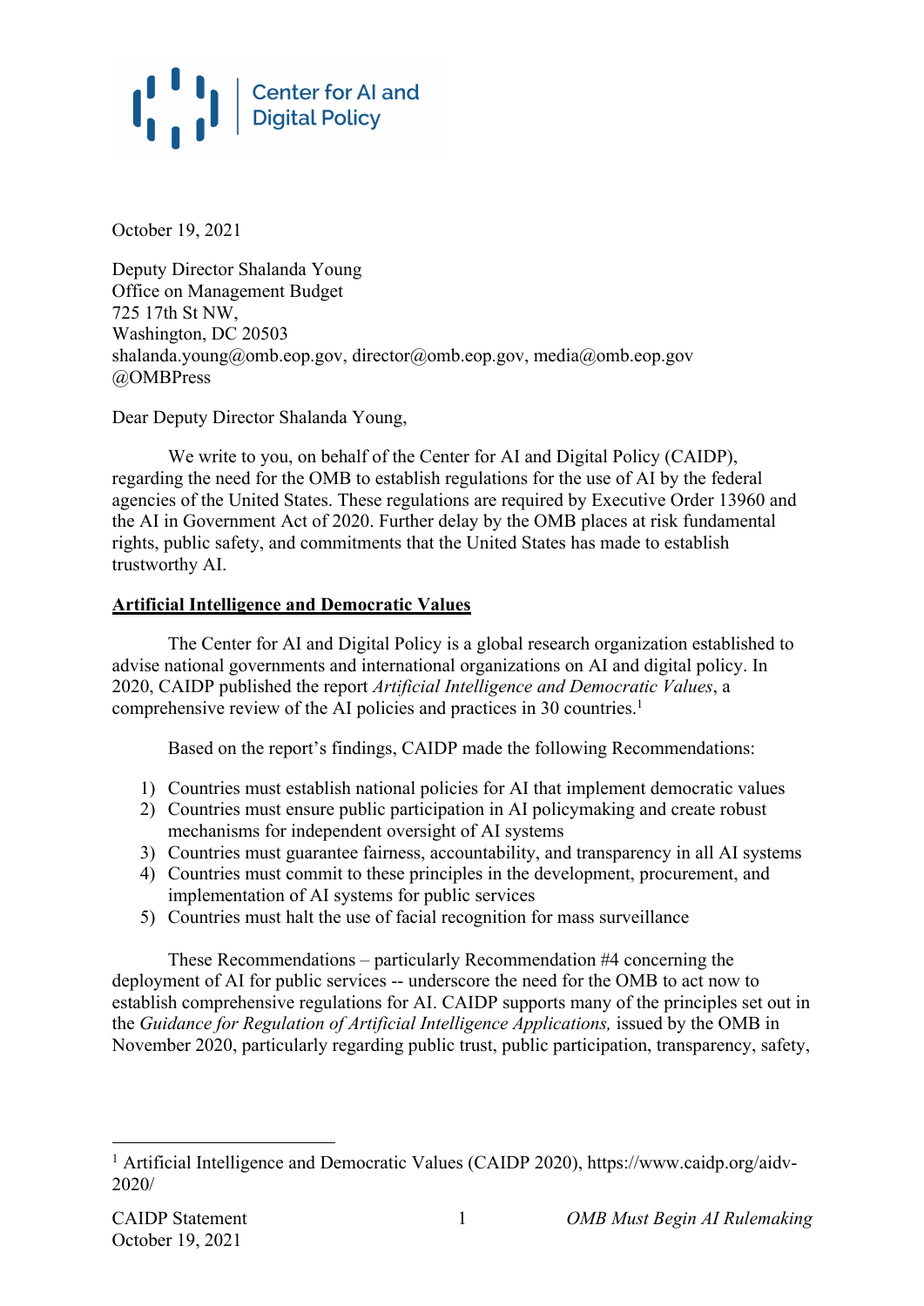Center for AI and Digital Policy

October 19, 2021

Deputy Director Shalanda Young
Office on Management Budget
725 17th St NW,
Washington, DC 20503
shalanda.young@omb.eop.gov, director@omb.eop.gov, media@omb.eop.gov
@OMBPress

Dear Deputy Director Shalanda Young,

We write to you, on behalf of the Center for AI and Digital Policy (CAIDP), regarding the need for the OMB to establish regulations for the use of AI by the federal agencies of the United States. These regulations are required by Executive Order 13960 and the AI in Government Act of 2020. Further delay by the OMB places at risk fundamental rights, public safety, and commitments that the United States has made to establish trustworthy AI.

## Artificial Intelligence and Democratic Values

The Center for AI and Digital Policy is a global research organization established to advise national governments and international organizations on AI and digital policy. In 2020, CAIDP published the report *Artificial Intelligence and Democratic Values*, a comprehensive review of the AI policies and practices in 30 countries.[1]

Based on the report's findings, CAIDP made the following Recommendations:

1) Countries must establish national policies for AI that implement democratic values
2) Countries must ensure public participation in AI policymaking and create robust mechanisms for independent oversight of AI systems
3) Countries must guarantee fairness, accountability, and transparency in all AI systems
4) Countries must commit to these principles in the development, procurement, and implementation of AI systems for public services
5) Countries must halt the use of facial recognition for mass surveillance

These Recommendations – particularly Recommendation #4 concerning the deployment of AI for public services -- underscore the need for the OMB to act now to establish comprehensive regulations for AI. CAIDP supports many of the principles set out in the *Guidance for Regulation of Artificial Intelligence Applications,* issued by the OMB in November 2020, particularly regarding public trust, public participation, transparency, safety,

[1] Artificial Intelligence and Democratic Values (CAIDP 2020), https://www.caidp.org/aidv-2020/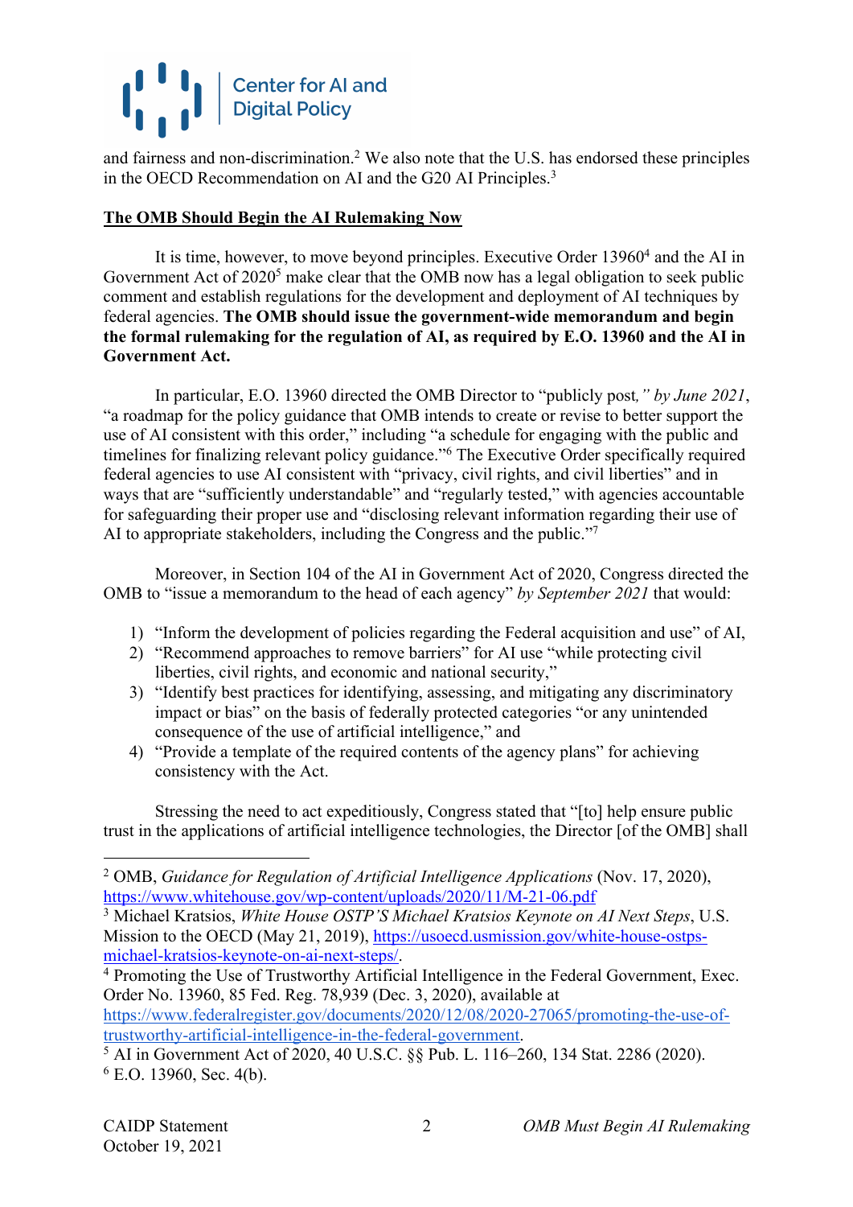and fairness and non-discrimination.[2] We also note that the U.S. has endorsed these principles in the OECD Recommendation on AI and the G20 AI Principles.[3]

**<u>The OMB Should Begin the AI Rulemaking Now</u>**

It is time, however, to move beyond principles. Executive Order 13960[4] and the AI in Government Act of 2020[5] make clear that the OMB now has a legal obligation to seek public comment and establish regulations for the development and deployment of AI techniques by federal agencies. **The OMB should issue the government-wide memorandum and begin the formal rulemaking for the regulation of AI, as required by E.O. 13960 and the AI in Government Act.**

In particular, E.O. 13960 directed the OMB Director to "publicly post*," by June 2021*, "a roadmap for the policy guidance that OMB intends to create or revise to better support the use of AI consistent with this order," including "a schedule for engaging with the public and timelines for finalizing relevant policy guidance."[6] The Executive Order specifically required federal agencies to use AI consistent with "privacy, civil rights, and civil liberties" and in ways that are "sufficiently understandable" and "regularly tested," with agencies accountable for safeguarding their proper use and "disclosing relevant information regarding their use of AI to appropriate stakeholders, including the Congress and the public."[7]

Moreover, in Section 104 of the AI in Government Act of 2020, Congress directed the OMB to "issue a memorandum to the head of each agency" *by September 2021* that would:

1) "Inform the development of policies regarding the Federal acquisition and use" of AI,
2) "Recommend approaches to remove barriers" for AI use "while protecting civil liberties, civil rights, and economic and national security,"
3) "Identify best practices for identifying, assessing, and mitigating any discriminatory impact or bias" on the basis of federally protected categories "or any unintended consequence of the use of artificial intelligence," and
4) "Provide a template of the required contents of the agency plans" for achieving consistency with the Act.

Stressing the need to act expeditiously, Congress stated that "[to] help ensure public trust in the applications of artificial intelligence technologies, the Director [of the OMB] shall

---

[2] OMB, *Guidance for Regulation of Artificial Intelligence Applications* (Nov. 17, 2020), https://www.whitehouse.gov/wp-content/uploads/2020/11/M-21-06.pdf

[3] Michael Kratsios, *White House OSTP'S Michael Kratsios Keynote on AI Next Steps*, U.S. Mission to the OECD (May 21, 2019), https://usoecd.usmission.gov/white-house-ostps-michael-kratsios-keynote-on-ai-next-steps/.

[4] Promoting the Use of Trustworthy Artificial Intelligence in the Federal Government, Exec. Order No. 13960, 85 Fed. Reg. 78,939 (Dec. 3, 2020), available at https://www.federalregister.gov/documents/2020/12/08/2020-27065/promoting-the-use-of-trustworthy-artificial-intelligence-in-the-federal-government.

[5] AI in Government Act of 2020, 40 U.S.C. §§ Pub. L. 116–260, 134 Stat. 2286 (2020).

[6] E.O. 13960, Sec. 4(b).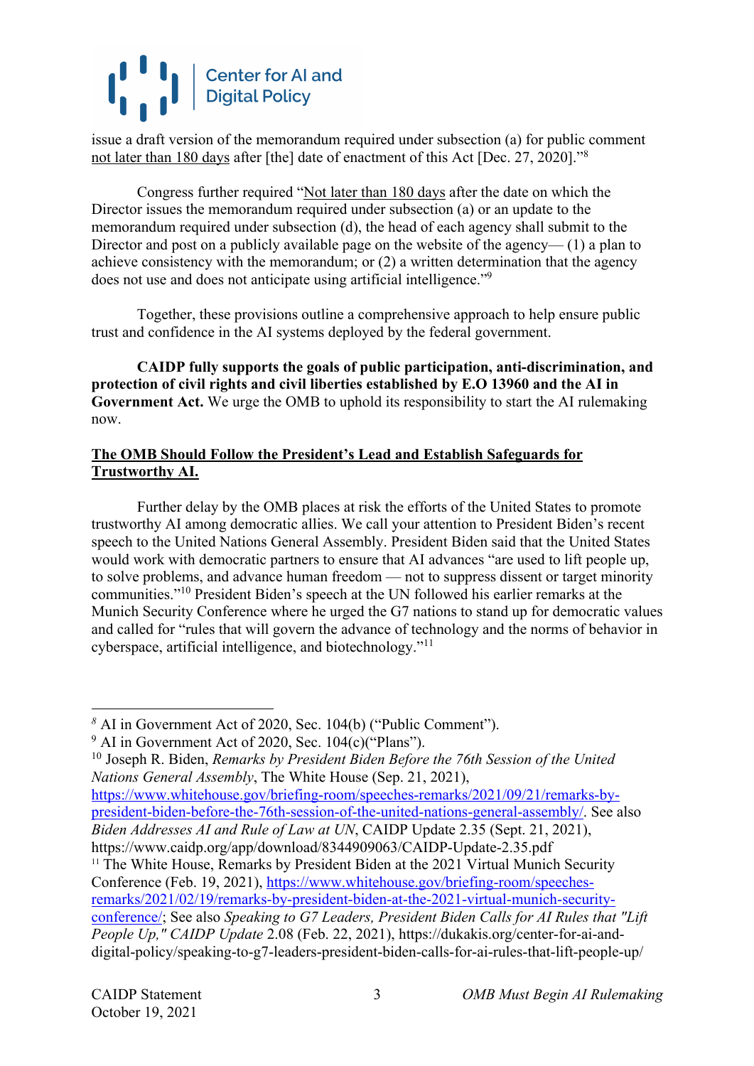issue a draft version of the memorandum required under subsection (a) for public comment not later than 180 days after [the] date of enactment of this Act [Dec. 27, 2020]."[8]

Congress further required "Not later than 180 days after the date on which the Director issues the memorandum required under subsection (a) or an update to the memorandum required under subsection (d), the head of each agency shall submit to the Director and post on a publicly available page on the website of the agency— (1) a plan to achieve consistency with the memorandum; or (2) a written determination that the agency does not use and does not anticipate using artificial intelligence."[9]

Together, these provisions outline a comprehensive approach to help ensure public trust and confidence in the AI systems deployed by the federal government.

**CAIDP fully supports the goals of public participation, anti-discrimination, and protection of civil rights and civil liberties established by E.O 13960 and the AI in Government Act.** We urge the OMB to uphold its responsibility to start the AI rulemaking now.

**The OMB Should Follow the President's Lead and Establish Safeguards for Trustworthy AI.**

Further delay by the OMB places at risk the efforts of the United States to promote trustworthy AI among democratic allies. We call your attention to President Biden's recent speech to the United Nations General Assembly. President Biden said that the United States would work with democratic partners to ensure that AI advances "are used to lift people up, to solve problems, and advance human freedom — not to suppress dissent or target minority communities."[10] President Biden's speech at the UN followed his earlier remarks at the Munich Security Conference where he urged the G7 nations to stand up for democratic values and called for "rules that will govern the advance of technology and the norms of behavior in cyberspace, artificial intelligence, and biotechnology."[11]

---

[8] AI in Government Act of 2020, Sec. 104(b) ("Public Comment").

[9] AI in Government Act of 2020, Sec. 104(c)("Plans").

[10] Joseph R. Biden, *Remarks by President Biden Before the 76th Session of the United Nations General Assembly*, The White House (Sep. 21, 2021), https://www.whitehouse.gov/briefing-room/speeches-remarks/2021/09/21/remarks-by-president-biden-before-the-76th-session-of-the-united-nations-general-assembly/. See also *Biden Addresses AI and Rule of Law at UN*, CAIDP Update 2.35 (Sept. 21, 2021), https://www.caidp.org/app/download/8344909063/CAIDP-Update-2.35.pdf

[11] The White House, Remarks by President Biden at the 2021 Virtual Munich Security Conference (Feb. 19, 2021), https://www.whitehouse.gov/briefing-room/speeches-remarks/2021/02/19/remarks-by-president-biden-at-the-2021-virtual-munich-security-conference/; See also *Speaking to G7 Leaders, President Biden Calls for AI Rules that "Lift People Up," CAIDP Update* 2.08 (Feb. 22, 2021), https://dukakis.org/center-for-ai-and-digital-policy/speaking-to-g7-leaders-president-biden-calls-for-ai-rules-that-lift-people-up/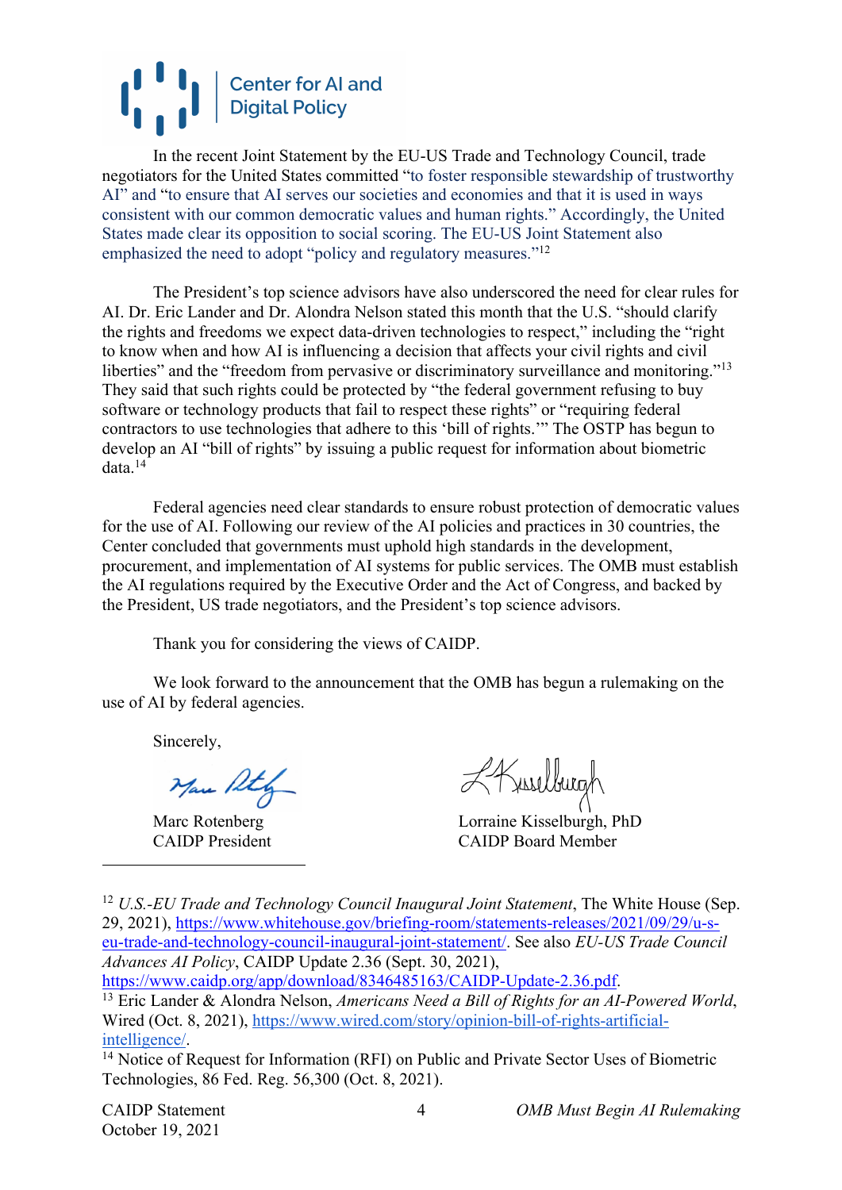In the recent Joint Statement by the EU-US Trade and Technology Council, trade negotiators for the United States committed "to foster responsible stewardship of trustworthy AI" and "to ensure that AI serves our societies and economies and that it is used in ways consistent with our common democratic values and human rights." Accordingly, the United States made clear its opposition to social scoring. The EU-US Joint Statement also emphasized the need to adopt "policy and regulatory measures."[12]

The President's top science advisors have also underscored the need for clear rules for AI. Dr. Eric Lander and Dr. Alondra Nelson stated this month that the U.S. "should clarify the rights and freedoms we expect data-driven technologies to respect," including the "right to know when and how AI is influencing a decision that affects your civil rights and civil liberties" and the "freedom from pervasive or discriminatory surveillance and monitoring."[13] They said that such rights could be protected by "the federal government refusing to buy software or technology products that fail to respect these rights" or "requiring federal contractors to use technologies that adhere to this 'bill of rights.'" The OSTP has begun to develop an AI "bill of rights" by issuing a public request for information about biometric data.[14]

Federal agencies need clear standards to ensure robust protection of democratic values for the use of AI. Following our review of the AI policies and practices in 30 countries, the Center concluded that governments must uphold high standards in the development, procurement, and implementation of AI systems for public services. The OMB must establish the AI regulations required by the Executive Order and the Act of Congress, and backed by the President, US trade negotiators, and the President's top science advisors.

Thank you for considering the views of CAIDP.

We look forward to the announcement that the OMB has begun a rulemaking on the use of AI by federal agencies.

Sincerely,

Marc Rotenberg
CAIDP President

Lorraine Kisselburgh, PhD
CAIDP Board Member

---

[12] *U.S.-EU Trade and Technology Council Inaugural Joint Statement*, The White House (Sep. 29, 2021), https://www.whitehouse.gov/briefing-room/statements-releases/2021/09/29/u-s-eu-trade-and-technology-council-inaugural-joint-statement/. See also *EU-US Trade Council Advances AI Policy*, CAIDP Update 2.36 (Sept. 30, 2021), https://www.caidp.org/app/download/8346485163/CAIDP-Update-2.36.pdf.

[13] Eric Lander & Alondra Nelson, *Americans Need a Bill of Rights for an AI-Powered World*, Wired (Oct. 8, 2021), https://www.wired.com/story/opinion-bill-of-rights-artificial-intelligence/.

[14] Notice of Request for Information (RFI) on Public and Private Sector Uses of Biometric Technologies, 86 Fed. Reg. 56,300 (Oct. 8, 2021).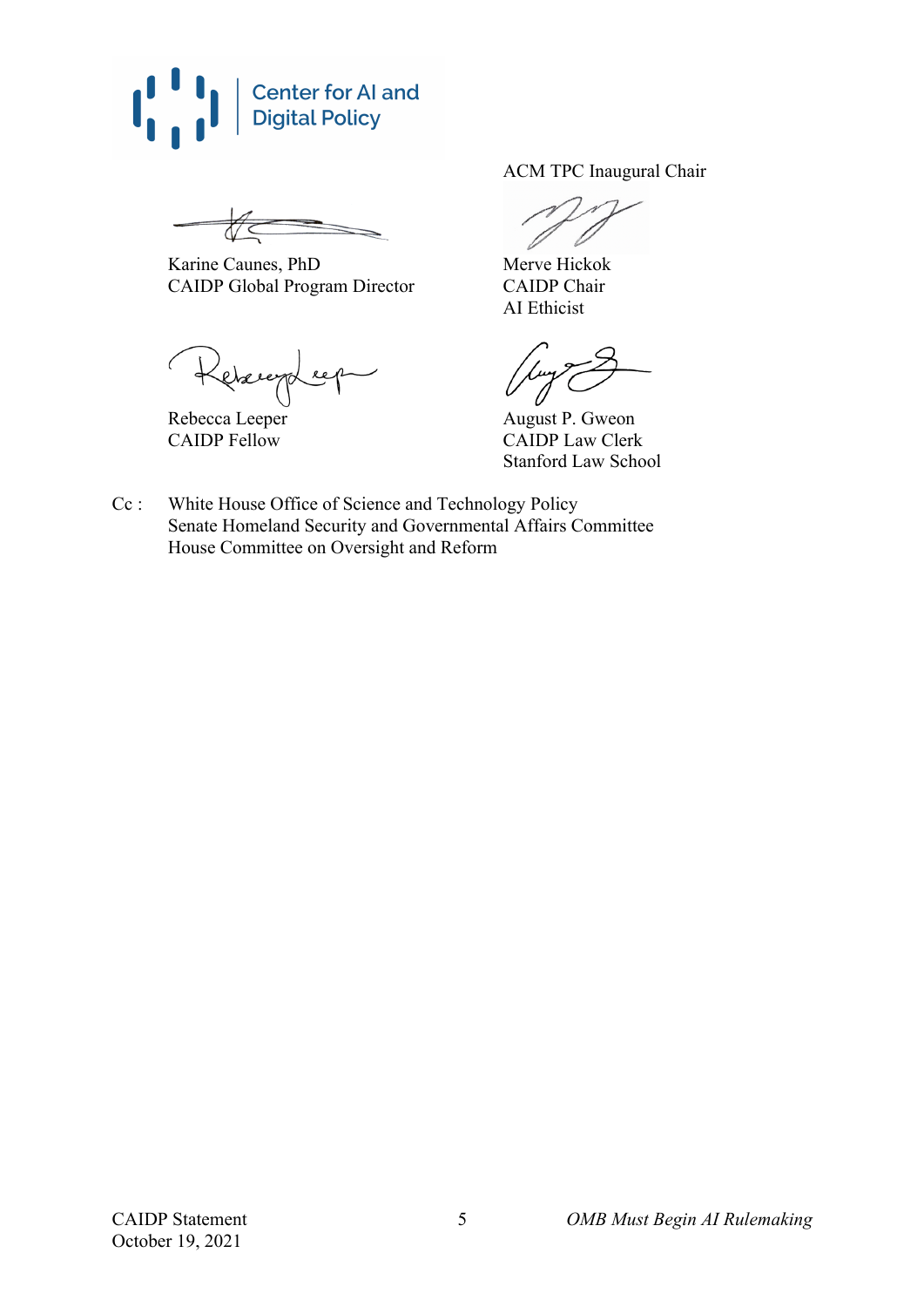Center for AI and Digital Policy

Karine Caunes, PhD
CAIDP Global Program Director

ACM TPC Inaugural Chair

Merve Hickok
CAIDP Chair
AI Ethicist

Rebecca Leeper
CAIDP Fellow

August P. Gweon
CAIDP Law Clerk
Stanford Law School

Cc : White House Office of Science and Technology Policy
Senate Homeland Security and Governmental Affairs Committee
House Committee on Oversight and Reform